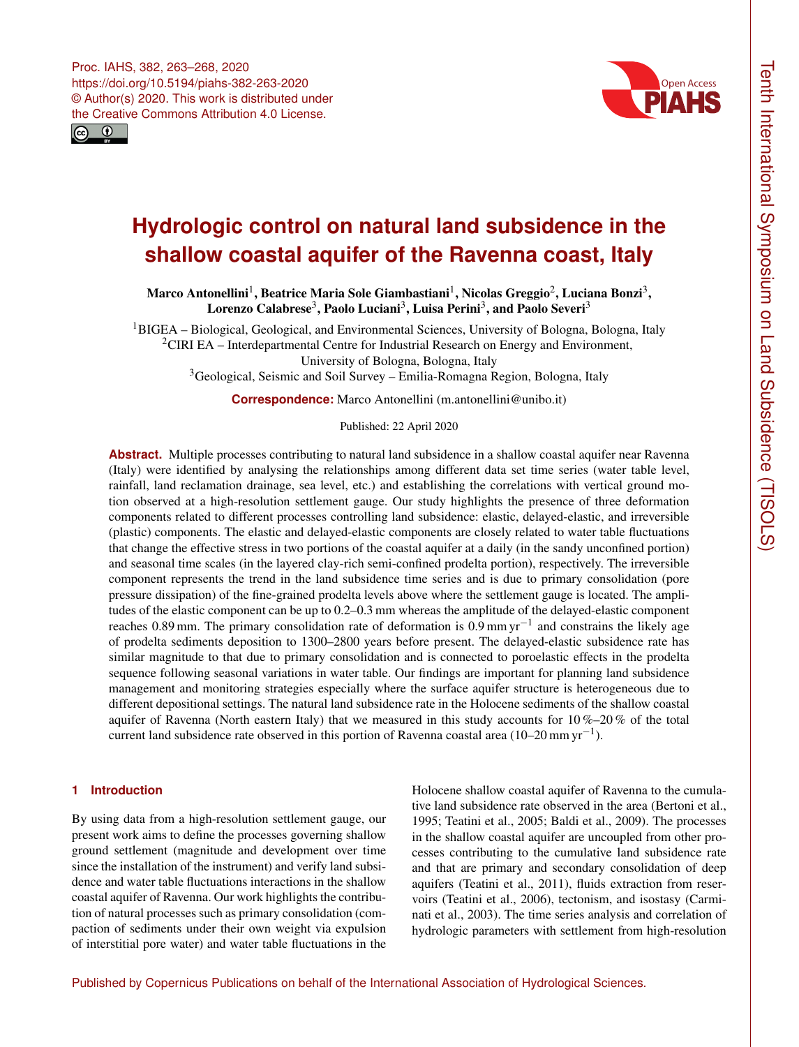# Hydrologic control on natural land subsidence in the shallow coastal aquifer of the Ravenna coast, Italy

**Marco Antonellini[1], Beatrice Maria Sole Giambastiani[1], Nicolas Greggio[2], Luciana Bonzi[3], Lorenzo Calabrese[3], Paolo Luciani[3], Luisa Perini[3], and Paolo Severi[3]**

[1]BIGEA – Biological, Geological, and Environmental Sciences, University of Bologna, Bologna, Italy
[2]CIRI EA – Interdepartmental Centre for Industrial Research on Energy and Environment, University of Bologna, Bologna, Italy
[3]Geological, Seismic and Soil Survey – Emilia-Romagna Region, Bologna, Italy

**Correspondence:** Marco Antonellini (m.antonellini@unibo.it)

Published: 22 April 2020

**Abstract.** Multiple processes contributing to natural land subsidence in a shallow coastal aquifer near Ravenna (Italy) were identified by analysing the relationships among different data set time series (water table level, rainfall, land reclamation drainage, sea level, etc.) and establishing the correlations with vertical ground motion observed at a high-resolution settlement gauge. Our study highlights the presence of three deformation components related to different processes controlling land subsidence: elastic, delayed-elastic, and irreversible (plastic) components. The elastic and delayed-elastic components are closely related to water table fluctuations that change the effective stress in two portions of the coastal aquifer at a daily (in the sandy unconfined portion) and seasonal time scales (in the layered clay-rich semi-confined prodelta portion), respectively. The irreversible component represents the trend in the land subsidence time series and is due to primary consolidation (pore pressure dissipation) of the fine-grained prodelta levels above where the settlement gauge is located. The amplitudes of the elastic component can be up to 0.2–0.3 mm whereas the amplitude of the delayed-elastic component reaches 0.89 mm. The primary consolidation rate of deformation is 0.9 $\mathrm{mm\,yr^{-1}}$ and constrains the likely age of prodelta sediments deposition to 1300–2800 years before present. The delayed-elastic subsidence rate has similar magnitude to that due to primary consolidation and is connected to poroelastic effects in the prodelta sequence following seasonal variations in water table. Our findings are important for planning land subsidence management and monitoring strategies especially where the surface aquifer structure is heterogeneous due to different depositional settings. The natural land subsidence rate in the Holocene sediments of the shallow coastal aquifer of Ravenna (North eastern Italy) that we measured in this study accounts for 10 %–20 % of the total current land subsidence rate observed in this portion of Ravenna coastal area (10–20 $\mathrm{mm\,yr^{-1}}$).

## 1 Introduction

By using data from a high-resolution settlement gauge, our present work aims to define the processes governing shallow ground settlement (magnitude and development over time since the installation of the instrument) and verify land subsidence and water table fluctuations interactions in the shallow coastal aquifer of Ravenna. Our work highlights the contribution of natural processes such as primary consolidation (compaction of sediments under their own weight via expulsion of interstitial pore water) and water table fluctuations in the Holocene shallow coastal aquifer of Ravenna to the cumulative land subsidence observed in the area (Bertoni et al., 1995; Teatini et al., 2005; Baldi et al., 2009). The processes in the shallow coastal aquifer are uncoupled from other processes contributing to the cumulative land subsidence rate and that are primary and secondary consolidation of deep aquifers (Teatini et al., 2011), fluids extraction from reservoirs (Teatini et al., 2006), tectonism, and isostasy (Carminati et al., 2003). The time series analysis and correlation of hydrologic parameters with settlement from high-resolution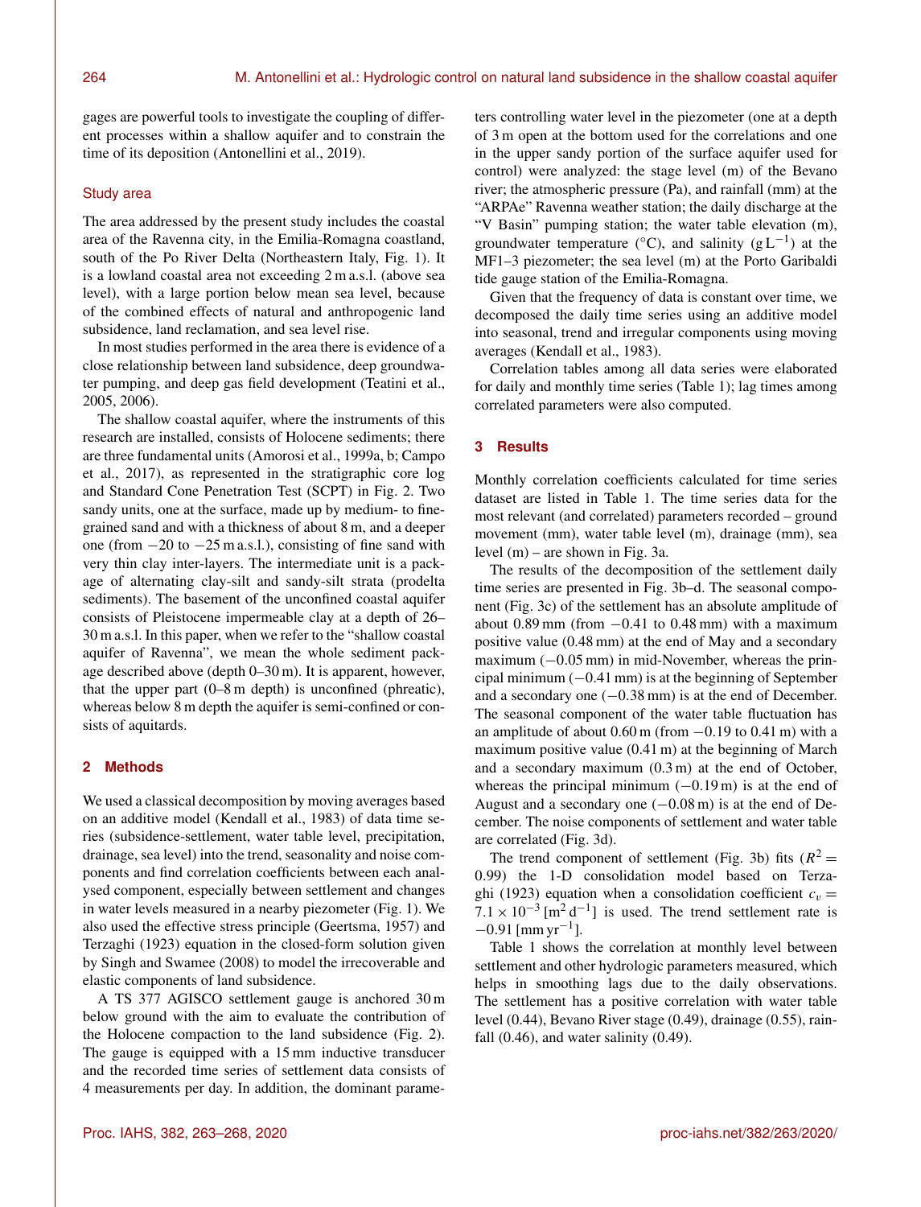gages are powerful tools to investigate the coupling of different processes within a shallow aquifer and to constrain the time of its deposition (Antonellini et al., 2019).

### Study area

The area addressed by the present study includes the coastal area of the Ravenna city, in the Emilia-Romagna coastland, south of the Po River Delta (Northeastern Italy, Fig. 1). It is a lowland coastal area not exceeding 2 m a.s.l. (above sea level), with a large portion below mean sea level, because of the combined effects of natural and anthropogenic land subsidence, land reclamation, and sea level rise.

In most studies performed in the area there is evidence of a close relationship between land subsidence, deep groundwater pumping, and deep gas field development (Teatini et al., 2005, 2006).

The shallow coastal aquifer, where the instruments of this research are installed, consists of Holocene sediments; there are three fundamental units (Amorosi et al., 1999a, b; Campo et al., 2017), as represented in the stratigraphic core log and Standard Cone Penetration Test (SCPT) in Fig. 2. Two sandy units, one at the surface, made up by medium- to fine-grained sand and with a thickness of about 8 m, and a deeper one (from −20 to −25 m a.s.l.), consisting of fine sand with very thin clay inter-layers. The intermediate unit is a package of alternating clay-silt and sandy-silt strata (prodelta sediments). The basement of the unconfined coastal aquifer consists of Pleistocene impermeable clay at a depth of 26–30 m a.s.l. In this paper, when we refer to the "shallow coastal aquifer of Ravenna", we mean the whole sediment package described above (depth 0–30 m). It is apparent, however, that the upper part (0–8 m depth) is unconfined (phreatic), whereas below 8 m depth the aquifer is semi-confined or consists of aquitards.

## 2 Methods

We used a classical decomposition by moving averages based on an additive model (Kendall et al., 1983) of data time series (subsidence-settlement, water table level, precipitation, drainage, sea level) into the trend, seasonality and noise components and find correlation coefficients between each analysed component, especially between settlement and changes in water levels measured in a nearby piezometer (Fig. 1). We also used the effective stress principle (Geertsma, 1957) and Terzaghi (1923) equation in the closed-form solution given by Singh and Swamee (2008) to model the irrecoverable and elastic components of land subsidence.

A TS 377 AGISCO settlement gauge is anchored 30 m below ground with the aim to evaluate the contribution of the Holocene compaction to the land subsidence (Fig. 2). The gauge is equipped with a 15 mm inductive transducer and the recorded time series of settlement data consists of 4 measurements per day. In addition, the dominant parameters controlling water level in the piezometer (one at a depth of 3 m open at the bottom used for the correlations and one in the upper sandy portion of the surface aquifer used for control) were analyzed: the stage level (m) of the Bevano river; the atmospheric pressure (Pa), and rainfall (mm) at the "ARPAe" Ravenna weather station; the daily discharge at the "V Basin" pumping station; the water table elevation (m), groundwater temperature (°C), and salinity ($\mathrm{g\,L^{-1}}$) at the MF1–3 piezometer; the sea level (m) at the Porto Garibaldi tide gauge station of the Emilia-Romagna.

Given that the frequency of data is constant over time, we decomposed the daily time series using an additive model into seasonal, trend and irregular components using moving averages (Kendall et al., 1983).

Correlation tables among all data series were elaborated for daily and monthly time series (Table 1); lag times among correlated parameters were also computed.

## 3 Results

Monthly correlation coefficients calculated for time series dataset are listed in Table 1. The time series data for the most relevant (and correlated) parameters recorded – ground movement (mm), water table level (m), drainage (mm), sea level (m) – are shown in Fig. 3a.

The results of the decomposition of the settlement daily time series are presented in Fig. 3b–d. The seasonal component (Fig. 3c) of the settlement has an absolute amplitude of about 0.89 mm (from −0.41 to 0.48 mm) with a maximum positive value (0.48 mm) at the end of May and a secondary maximum (−0.05 mm) in mid-November, whereas the principal minimum (−0.41 mm) is at the beginning of September and a secondary one (−0.38 mm) is at the end of December. The seasonal component of the water table fluctuation has an amplitude of about 0.60 m (from −0.19 to 0.41 m) with a maximum positive value (0.41 m) at the beginning of March and a secondary maximum (0.3 m) at the end of October, whereas the principal minimum (−0.19 m) is at the end of August and a secondary one (−0.08 m) is at the end of December. The noise components of settlement and water table are correlated (Fig. 3d).

The trend component of settlement (Fig. 3b) fits ($R^2 = 0.99$) the 1-D consolidation model based on Terzaghi (1923) equation when a consolidation coefficient $c_v = 7.1 \times 10^{-3}$ [$\mathrm{m^2\,d^{-1}}$] is used. The trend settlement rate is $-0.91$ [$\mathrm{mm\,yr^{-1}}$].

Table 1 shows the correlation at monthly level between settlement and other hydrologic parameters measured, which helps in smoothing lags due to the daily observations. The settlement has a positive correlation with water table level (0.44), Bevano River stage (0.49), drainage (0.55), rainfall (0.46), and water salinity (0.49).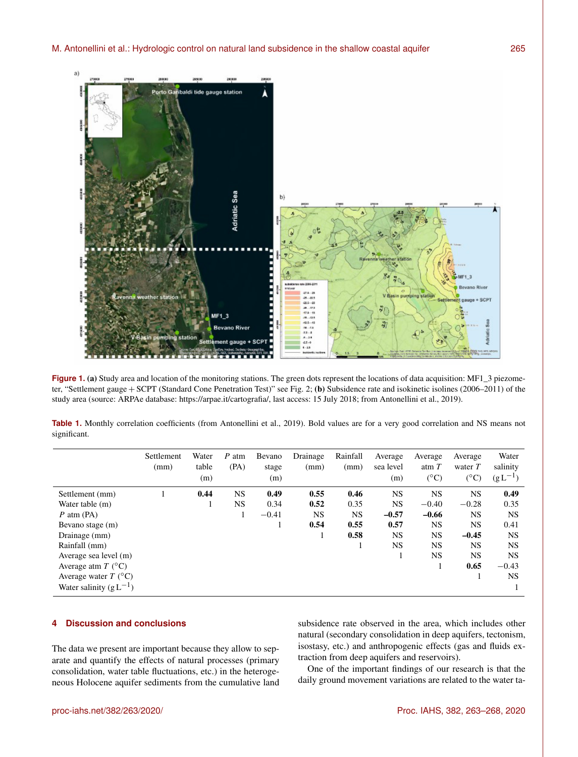**Figure 1.** **(a)** Study area and location of the monitoring stations. The green dots represent the locations of data acquisition: MF1_3 piezometer, "Settlement gauge + SCPT (Standard Cone Penetration Test)" see Fig. 2; **(b)** Subsidence rate and isokinetic isolines (2006–2011) of the study area (source: ARPAe database: https://arpae.it/cartografia/, last access: 15 July 2018; from Antonellini et al., 2019).

**Table 1.** Monthly correlation coefficients (from Antonellini et al., 2019). Bold values are for a very good correlation and NS means not significant.

| | Settlement (mm) | Water table (m) | $P$ atm (PA) | Bevano stage (m) | Drainage (mm) | Rainfall (mm) | Average sea level (m) | Average atm $T$ (°C) | Average water $T$ (°C) | Water salinity ($\mathrm{g\,L^{-1}}$) |
|---|---|---|---|---|---|---|---|---|---|---|
| Settlement (mm) | 1 | **0.44** | NS | **0.49** | **0.55** | **0.46** | NS | NS | NS | **0.49** |
| Water table (m) | | 1 | NS | 0.34 | **0.52** | 0.35 | NS | −0.40 | −0.28 | 0.35 |
| $P$ atm (PA) | | | 1 | −0.41 | NS | NS | **−0.57** | **−0.66** | NS | NS |
| Bevano stage (m) | | | | 1 | **0.54** | **0.55** | **0.57** | NS | NS | 0.41 |
| Drainage (mm) | | | | | 1 | **0.58** | NS | NS | **−0.45** | NS |
| Rainfall (mm) | | | | | | 1 | NS | NS | NS | NS |
| Average sea level (m) | | | | | | | 1 | NS | NS | NS |
| Average atm $T$ (°C) | | | | | | | | 1 | **0.65** | −0.43 |
| Average water $T$ (°C) | | | | | | | | | 1 | NS |
| Water salinity ($\mathrm{g\,L^{-1}}$) | | | | | | | | | | 1 |

## 4 Discussion and conclusions

The data we present are important because they allow to separate and quantify the effects of natural processes (primary consolidation, water table fluctuations, etc.) in the heterogeneous Holocene aquifer sediments from the cumulative land subsidence rate observed in the area, which includes other natural (secondary consolidation in deep aquifers, tectonism, isostasy, etc.) and anthropogenic effects (gas and fluids extraction from deep aquifers and reservoirs).

One of the important findings of our research is that the daily ground movement variations are related to the water ta-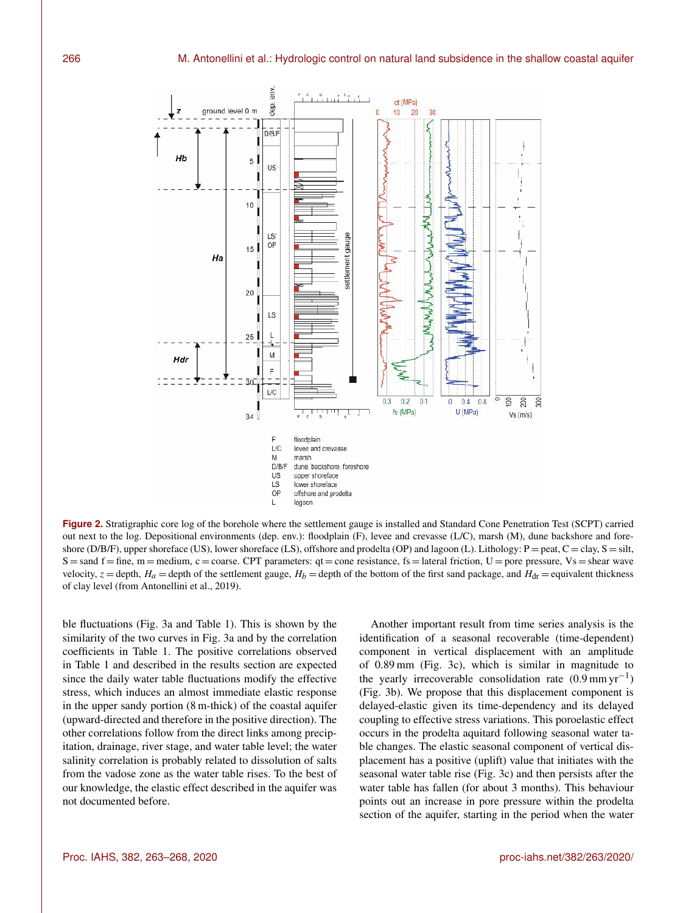Figure 2. Stratigraphic core log of the borehole where the settlement gauge is installed and Standard Cone Penetration Test (SCPT) carried out next to the log. Depositional environments (dep. env.): floodplain (F), levee and crevasse (L/C), marsh (M), dune backshore and foreshore (D/B/F), upper shoreface (US), lower shoreface (LS), offshore and prodelta (OP) and lagoon (L). Lithology: P = peat, C = clay, S = silt, S = sand f = fine, m = medium, c = coarse. CPT parameters: qt = cone resistance, fs = lateral friction, U = pore pressure, Vs = shear wave velocity, $z$ = depth, $H_a$ = depth of the settlement gauge, $H_b$ = depth of the bottom of the first sand package, and $H_{dr}$ = equivalent thickness of clay level (from Antonellini et al., 2019).

ble fluctuations (Fig. 3a and Table 1). This is shown by the similarity of the two curves in Fig. 3a and by the correlation coefficients in Table 1. The positive correlations observed in Table 1 and described in the results section are expected since the daily water table fluctuations modify the effective stress, which induces an almost immediate elastic response in the upper sandy portion (8 m-thick) of the coastal aquifer (upward-directed and therefore in the positive direction). The other correlations follow from the direct links among precipitation, drainage, river stage, and water table level; the water salinity correlation is probably related to dissolution of salts from the vadose zone as the water table rises. To the best of our knowledge, the elastic effect described in the aquifer was not documented before.

Another important result from time series analysis is the identification of a seasonal recoverable (time-dependent) component in vertical displacement with an amplitude of 0.89 mm (Fig. 3c), which is similar in magnitude to the yearly irrecoverable consolidation rate ($0.9\,\mathrm{mm\,yr^{-1}}$) (Fig. 3b). We propose that this displacement component is delayed-elastic given its time-dependency and its delayed coupling to effective stress variations. This poroelastic effect occurs in the prodelta aquitard following seasonal water table changes. The elastic seasonal component of vertical displacement has a positive (uplift) value that initiates with the seasonal water table rise (Fig. 3c) and then persists after the water table has fallen (for about 3 months). This behaviour points out an increase in pore pressure within the prodelta section of the aquifer, starting in the period when the water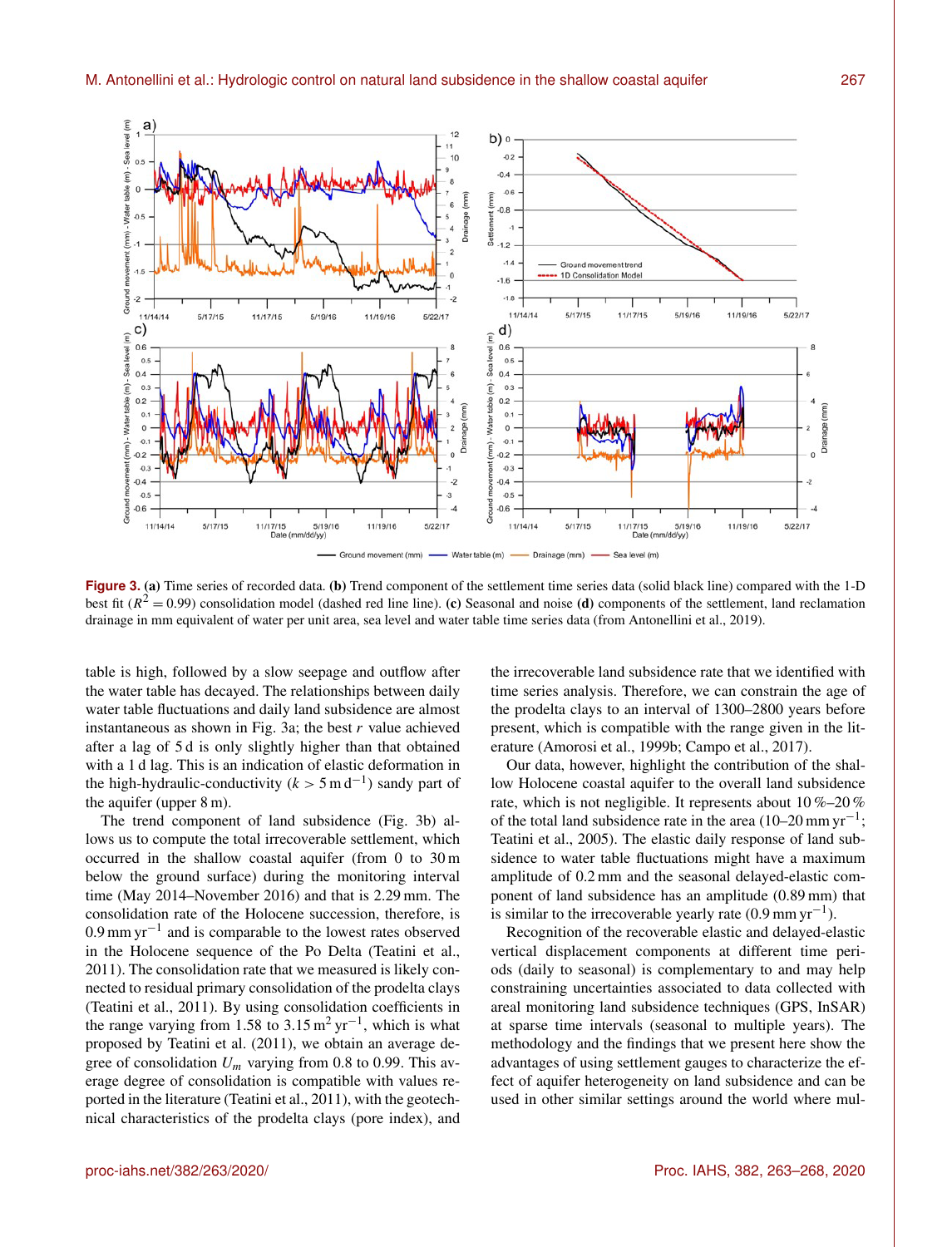**Figure 3.** **(a)** Time series of recorded data. **(b)** Trend component of the settlement time series data (solid black line) compared with the 1-D best fit ($R^2 = 0.99$) consolidation model (dashed red line line). **(c)** Seasonal and noise **(d)** components of the settlement, land reclamation drainage in mm equivalent of water per unit area, sea level and water table time series data (from Antonellini et al., 2019).

table is high, followed by a slow seepage and outflow after the water table has decayed. The relationships between daily water table fluctuations and daily land subsidence are almost instantaneous as shown in Fig. 3a; the best $r$ value achieved after a lag of 5 d is only slightly higher than that obtained with a 1 d lag. This is an indication of elastic deformation in the high-hydraulic-conductivity ($k > 5\,\mathrm{m\,d^{-1}}$) sandy part of the aquifer (upper 8 m).

The trend component of land subsidence (Fig. 3b) allows us to compute the total irrecoverable settlement, which occurred in the shallow coastal aquifer (from 0 to 30 m below the ground surface) during the monitoring interval time (May 2014–November 2016) and that is 2.29 mm. The consolidation rate of the Holocene succession, therefore, is $0.9\,\mathrm{mm\,yr^{-1}}$ and is comparable to the lowest rates observed in the Holocene sequence of the Po Delta (Teatini et al., 2011). The consolidation rate that we measured is likely connected to residual primary consolidation of the prodelta clays (Teatini et al., 2011). By using consolidation coefficients in the range varying from 1.58 to $3.15\,\mathrm{m^2\,yr^{-1}}$, which is what proposed by Teatini et al. (2011), we obtain an average degree of consolidation $U_m$ varying from 0.8 to 0.99. This average degree of consolidation is compatible with values reported in the literature (Teatini et al., 2011), with the geotechnical characteristics of the prodelta clays (pore index), and the irrecoverable land subsidence rate that we identified with time series analysis. Therefore, we can constrain the age of the prodelta clays to an interval of 1300–2800 years before present, which is compatible with the range given in the literature (Amorosi et al., 1999b; Campo et al., 2017).

Our data, however, highlight the contribution of the shallow Holocene coastal aquifer to the overall land subsidence rate, which is not negligible. It represents about 10 %–20 % of the total land subsidence rate in the area (10–20 $\mathrm{mm\,yr^{-1}}$; Teatini et al., 2005). The elastic daily response of land subsidence to water table fluctuations might have a maximum amplitude of 0.2 mm and the seasonal delayed-elastic component of land subsidence has an amplitude (0.89 mm) that is similar to the irrecoverable yearly rate ($0.9\,\mathrm{mm\,yr^{-1}}$).

Recognition of the recoverable elastic and delayed-elastic vertical displacement components at different time periods (daily to seasonal) is complementary to and may help constraining uncertainties associated to data collected with areal monitoring land subsidence techniques (GPS, InSAR) at sparse time intervals (seasonal to multiple years). The methodology and the findings that we present here show the advantages of using settlement gauges to characterize the effect of aquifer heterogeneity on land subsidence and can be used in other similar settings around the world where mul-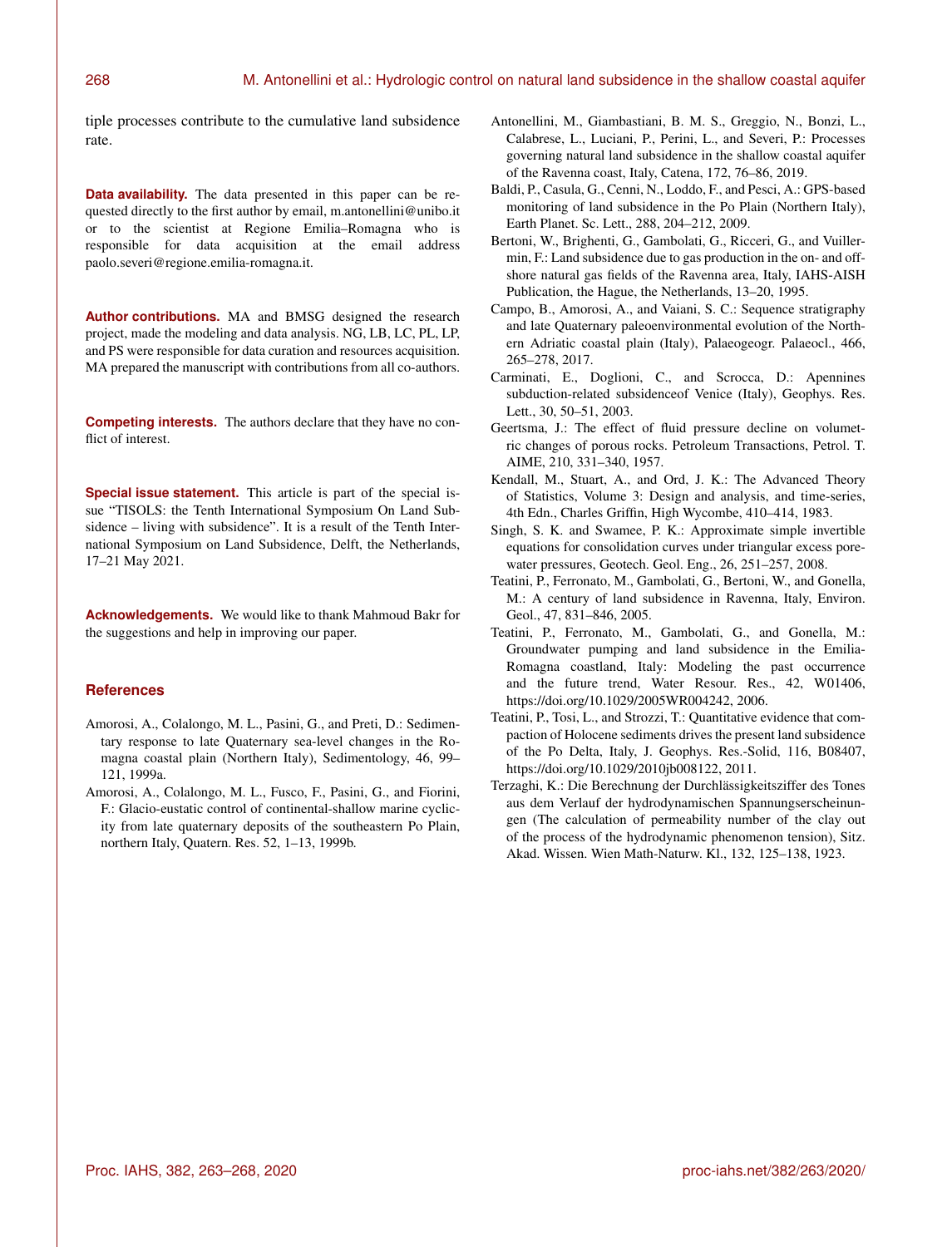tiple processes contribute to the cumulative land subsidence rate.

**Data availability.** The data presented in this paper can be requested directly to the first author by email, m.antonellini@unibo.it or to the scientist at Regione Emilia–Romagna who is responsible for data acquisition at the email address paolo.severi@regione.emilia-romagna.it.

**Author contributions.** MA and BMSG designed the research project, made the modeling and data analysis. NG, LB, LC, PL, LP, and PS were responsible for data curation and resources acquisition. MA prepared the manuscript with contributions from all co-authors.

**Competing interests.** The authors declare that they have no conflict of interest.

**Special issue statement.** This article is part of the special issue "TISOLS: the Tenth International Symposium On Land Subsidence – living with subsidence". It is a result of the Tenth International Symposium on Land Subsidence, Delft, the Netherlands, 17–21 May 2021.

**Acknowledgements.** We would like to thank Mahmoud Bakr for the suggestions and help in improving our paper.

## References

Amorosi, A., Colalongo, M. L., Pasini, G., and Preti, D.: Sedimentary response to late Quaternary sea-level changes in the Romagna coastal plain (Northern Italy), Sedimentology, 46, 99–121, 1999a.

Amorosi, A., Colalongo, M. L., Fusco, F., Pasini, G., and Fiorini, F.: Glacio-eustatic control of continental-shallow marine cyclicity from late quaternary deposits of the southeastern Po Plain, northern Italy, Quatern. Res. 52, 1–13, 1999b.

Antonellini, M., Giambastiani, B. M. S., Greggio, N., Bonzi, L., Calabrese, L., Luciani, P., Perini, L., and Severi, P.: Processes governing natural land subsidence in the shallow coastal aquifer of the Ravenna coast, Italy, Catena, 172, 76–86, 2019.

Baldi, P., Casula, G., Cenni, N., Loddo, F., and Pesci, A.: GPS-based monitoring of land subsidence in the Po Plain (Northern Italy), Earth Planet. Sc. Lett., 288, 204–212, 2009.

Bertoni, W., Brighenti, G., Gambolati, G., Ricceri, G., and Vuillermin, F.: Land subsidence due to gas production in the on- and offshore natural gas fields of the Ravenna area, Italy, IAHS-AISH Publication, the Hague, the Netherlands, 13–20, 1995.

Campo, B., Amorosi, A., and Vaiani, S. C.: Sequence stratigraphy and late Quaternary paleoenvironmental evolution of the Northern Adriatic coastal plain (Italy), Palaeogeogr. Palaeocl., 466, 265–278, 2017.

Carminati, E., Doglioni, C., and Scrocca, D.: Apennines subduction-related subsidenceof Venice (Italy), Geophys. Res. Lett., 30, 50–51, 2003.

Geertsma, J.: The effect of fluid pressure decline on volumetric changes of porous rocks. Petroleum Transactions, Petrol. T. AIME, 210, 331–340, 1957.

Kendall, M., Stuart, A., and Ord, J. K.: The Advanced Theory of Statistics, Volume 3: Design and analysis, and time-series, 4th Edn., Charles Griffin, High Wycombe, 410–414, 1983.

Singh, S. K. and Swamee, P. K.: Approximate simple invertible equations for consolidation curves under triangular excess pore-water pressures, Geotech. Geol. Eng., 26, 251–257, 2008.

Teatini, P., Ferronato, M., Gambolati, G., Bertoni, W., and Gonella, M.: A century of land subsidence in Ravenna, Italy, Environ. Geol., 47, 831–846, 2005.

Teatini, P., Ferronato, M., Gambolati, G., and Gonella, M.: Groundwater pumping and land subsidence in the Emilia-Romagna coastland, Italy: Modeling the past occurrence and the future trend, Water Resour. Res., 42, W01406, https://doi.org/10.1029/2005WR004242, 2006.

Teatini, P., Tosi, L., and Strozzi, T.: Quantitative evidence that compaction of Holocene sediments drives the present land subsidence of the Po Delta, Italy, J. Geophys. Res.-Solid, 116, B08407, https://doi.org/10.1029/2010jb008122, 2011.

Terzaghi, K.: Die Berechnung der Durchlässigkeitsziffer des Tones aus dem Verlauf der hydrodynamischen Spannungserscheinungen (The calculation of permeability number of the clay out of the process of the hydrodynamic phenomenon tension), Sitz. Akad. Wissen. Wien Math-Naturw. Kl., 132, 125–138, 1923.